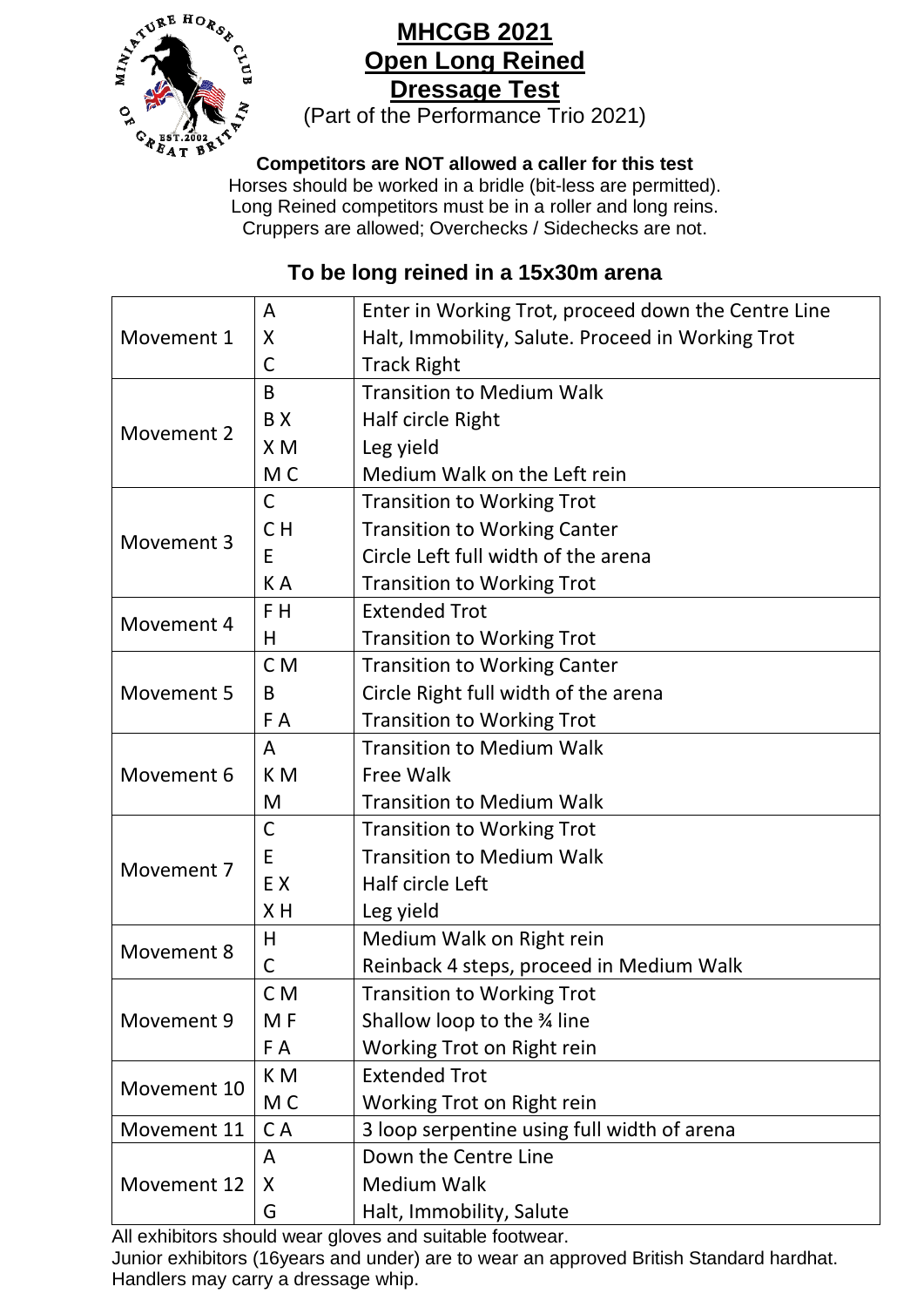# MHCGB 2021
## Open Long Reined
## Dressage Test

(Part of the Performance Trio 2021)

**Competitors are NOT allowed a caller for this test**

Horses should be worked in a bridle (bit-less are permitted).
Long Reined competitors must be in a roller and long reins.
Cruppers are allowed; Overchecks / Sidechecks are not.

### To be long reined in a 15x30m arena

| | | |
|---|---|---|
| Movement 1 | A | Enter in Working Trot, proceed down the Centre Line |
| | X | Halt, Immobility, Salute. Proceed in Working Trot |
| | C | Track Right |
| Movement 2 | B | Transition to Medium Walk |
| | B X | Half circle Right |
| | X M | Leg yield |
| | M C | Medium Walk on the Left rein |
| Movement 3 | C | Transition to Working Trot |
| | C H | Transition to Working Canter |
| | E | Circle Left full width of the arena |
| | K A | Transition to Working Trot |
| Movement 4 | F H | Extended Trot |
| | H | Transition to Working Trot |
| Movement 5 | C M | Transition to Working Canter |
| | B | Circle Right full width of the arena |
| | F A | Transition to Working Trot |
| Movement 6 | A | Transition to Medium Walk |
| | K M | Free Walk |
| | M | Transition to Medium Walk |
| Movement 7 | C | Transition to Working Trot |
| | E | Transition to Medium Walk |
| | E X | Half circle Left |
| | X H | Leg yield |
| Movement 8 | H | Medium Walk on Right rein |
| | C | Reinback 4 steps, proceed in Medium Walk |
| Movement 9 | C M | Transition to Working Trot |
| | M F | Shallow loop to the ¾ line |
| | F A | Working Trot on Right rein |
| Movement 10 | K M | Extended Trot |
| | M C | Working Trot on Right rein |
| Movement 11 | C A | 3 loop serpentine using full width of arena |
| Movement 12 | A | Down the Centre Line |
| | X | Medium Walk |
| | G | Halt, Immobility, Salute |

All exhibitors should wear gloves and suitable footwear.
Junior exhibitors (16years and under) are to wear an approved British Standard hardhat.
Handlers may carry a dressage whip.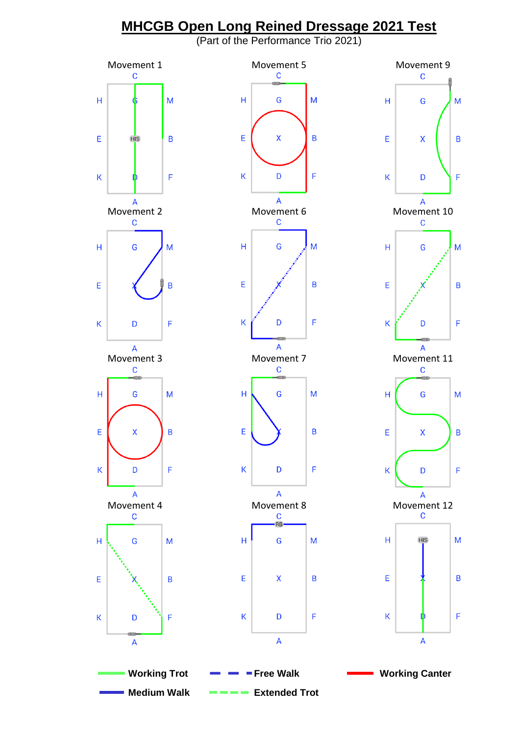# MHCGB Open Long Reined Dressage 2021 Test

(Part of the Performance Trio 2021)

Movement 1

C H M G E HIS B K D F A

Movement 2

C H G M E X B K D F A

Movement 3

C H G M E X B K D F A

Movement 4

C H G M E X B K D F A

Movement 5

C H G M E X B K D F A

Movement 6

C H G M E X B K D F A

Movement 7

C H G M E X B K D F A

Movement 8

C RB H G M E X B K D F A

Movement 9

C H G M E X B K D F A

Movement 10

C H G M E X B K D F A

Movement 11

C H G M E X B K D F A

Movement 12

C H HIS M E X B K D F A

Working Trot

Free Walk

Working Canter

Medium Walk

Extended Trot